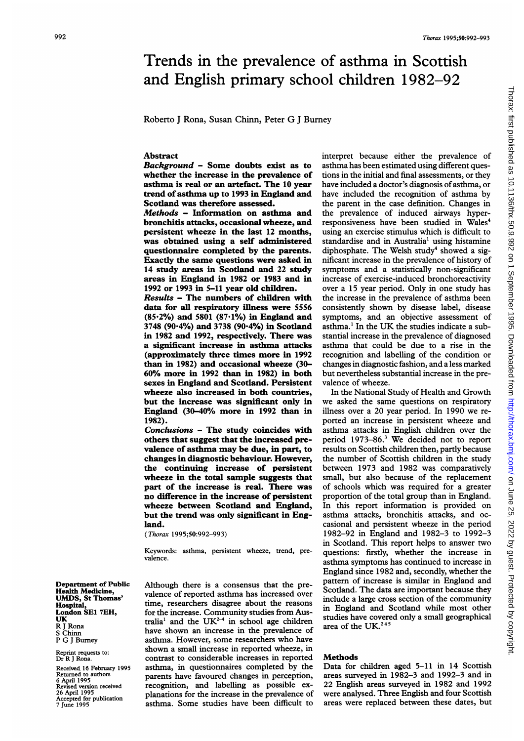# Trends in the prevalence of asthma in Scottish and English primary school children 1982–92

Roberto J Rona, Susan Chinn, Peter G J Burney

## Abstract

***Background*** **– Some doubts exist as to whether the increase in the prevalence of asthma is real or an artefact. The 10 year trend of asthma up to 1993 in England and Scotland was therefore assessed.**

***Methods*** **– Information on asthma and bronchitis attacks, occasional wheeze, and persistent wheeze in the last 12 months, was obtained using a self administered questionnaire completed by the parents. Exactly the same questions were asked in 14 study areas in Scotland and 22 study areas in England in 1982 or 1983 and in 1992 or 1993 in 5–11 year old children.**

***Results*** **– The numbers of children with data for all respiratory illness were 5556 (85·2%) and 5801 (87·1%) in England and 3748 (90·4%) and 3738 (90·4%) in Scotland in 1982 and 1992, respectively. There was a significant increase in asthma attacks (approximately three times more in 1992 than in 1982) and occasional wheeze (30–60% more in 1992 than in 1982) in both sexes in England and Scotland. Persistent wheeze also increased in both countries, but the increase was significant only in England (30–40% more in 1992 than in 1982).**

***Conclusions*** **– The study coincides with others that suggest that the increased prevalence of asthma may be due, in part, to changes in diagnostic behaviour. However, the continuing increase of persistent wheeze in the total sample suggests that part of the increase is real. There was no difference in the increase of persistent wheeze between Scotland and England, but the trend was only significant in England.**

(*Thorax* 1995;50:992–993)

Keywords: asthma, persistent wheeze, trend, prevalence.

**Department of Public Health Medicine, UMDS, St Thomas' Hospital, London SE1 7EH, UK**
R J Rona
S Chinn
P G J Burney

Reprint requests to: Dr R J Rona.

Received 16 February 1995
Returned to authors 6 April 1995
Revised version received 26 April 1995
Accepted for publication 7 June 1995

Although there is a consensus that the prevalence of reported asthma has increased over time, researchers disagree about the reasons for the increase. Community studies from Australia[1] and the UK[2–4] in school age children have shown an increase in the prevalence of asthma. However, some researchers who have shown a small increase in reported wheeze, in contrast to considerable increases in reported asthma, in questionnaires completed by the parents have favoured changes in perception, recognition, and labelling as possible explanations for the increase in the prevalence of asthma. Some studies have been difficult to interpret because either the prevalence of asthma has been estimated using different questions in the initial and final assessments, or they have included a doctor's diagnosis of asthma, or have included the recognition of asthma by the parent in the case definition. Changes in the prevalence of induced airways hyperresponsiveness have been studied in Wales[4] using an exercise stimulus which is difficult to standardise and in Australia[1] using histamine diphosphate. The Welsh study[4] showed a significant increase in the prevalence of history of symptoms and a statistically non-significant increase of exercise-induced bronchoreactivity over a 15 year period. Only in one study has the increase in the prevalence of asthma been consistently shown by disease label, disease symptoms, and an objective assessment of asthma.[1] In the UK the studies indicate a substantial increase in the prevalence of diagnosed asthma that could be due to a rise in the recognition and labelling of the condition or changes in diagnostic fashion, and a less marked but nevertheless substantial increase in the prevalence of wheeze.

In the National Study of Health and Growth we asked the same questions on respiratory illness over a 20 year period. In 1990 we reported an increase in persistent wheeze and asthma attacks in English children over the period 1973–86.[3] We decided not to report results on Scottish children then, partly because the number of Scottish children in the study between 1973 and 1982 was comparatively small, but also because of the replacement of schools which was required for a greater proportion of the total group than in England. In this report information is provided on asthma attacks, bronchitis attacks, and occasional and persistent wheeze in the period 1982–92 in England and 1982–3 to 1992–3 in Scotland. This report helps to answer two questions: firstly, whether the increase in asthma symptoms has continued to increase in England since 1982 and, secondly, whether the pattern of increase is similar in England and Scotland. The data are important because they include a large cross section of the community in England and Scotland while most other studies have covered only a small geographical area of the UK.[2 4 5]

## Methods

Data for children aged 5–11 in 14 Scottish areas surveyed in 1982–3 and 1992–3 and in 22 English areas surveyed in 1982 and 1992 were analysed. Three English and four Scottish areas were replaced between these dates, but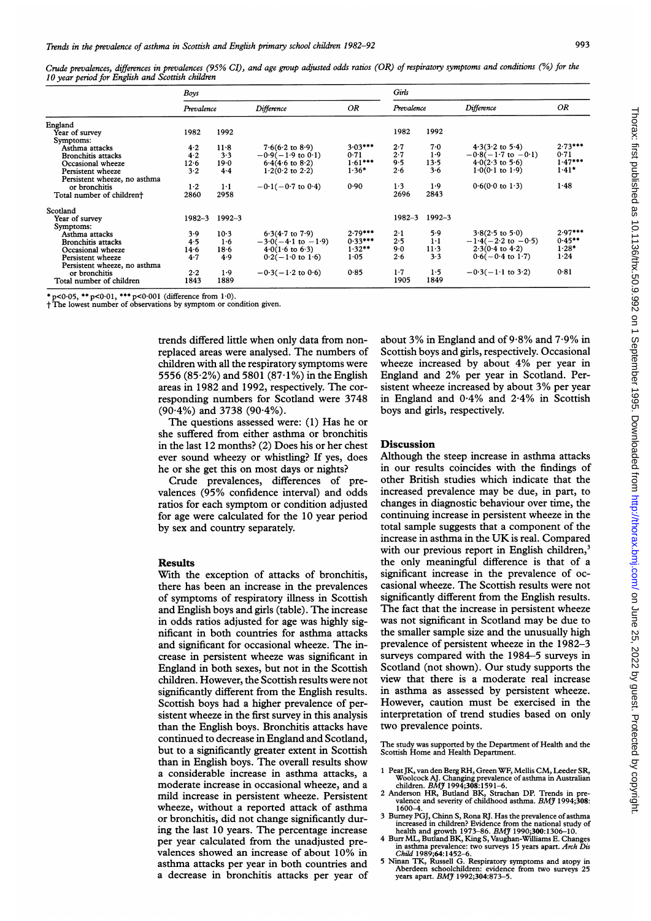*Crude prevalences, differences in prevalences (95% CI), and age group adjusted odds ratios (OR) of respiratory symptoms and conditions (%) for the 10 year period for English and Scottish children*

| | Boys | | | | Girls | | | |
|---|---|---|---|---|---|---|---|---|
| | Prevalence | | Difference | OR | Prevalence | | Difference | OR |
| England | | | | | | | | |
| Year of survey | 1982 | 1992 | | | 1982 | 1992 | | |
| Symptoms: | | | | | | | | |
| Asthma attacks | 4·2 | 11·8 | 7·6(6·2 to 8·9) | 3·03*** | 2·7 | 7·0 | 4·3(3·2 to 5·4) | 2·73*** |
| Bronchitis attacks | 4·2 | 3·3 | −0·9(−1·9 to 0·1) | 0·71 | 2·7 | 1·9 | −0·8(−1·7 to −0·1) | 0·71 |
| Occasional wheeze | 12·6 | 19·0 | 6·4(4·6 to 8·2) | 1·61*** | 9·5 | 13·5 | 4·0(2·3 to 5·6) | 1·47*** |
| Persistent wheeze | 3·2 | 4·4 | 1·2(0·2 to 2·2) | 1·36* | 2·6 | 3·6 | 1·0(0·1 to 1·9) | 1·41* |
| Persistent wheeze, no asthma or bronchitis | 1·2 | 1·1 | −0·1(−0·7 to 0·4) | 0·90 | 1·3 | 1·9 | 0·6(0·0 to 1·3) | 1·48 |
| Total number of children† | 2860 | 2958 | | | 2696 | 2843 | | |
| Scotland | | | | | | | | |
| Year of survey | 1982–3 | 1992–3 | | | 1982–3 | 1992–3 | | |
| Symptoms: | | | | | | | | |
| Asthma attacks | 3·9 | 10·3 | 6·3(4·7 to 7·9) | 2·79*** | 2·1 | 5·9 | 3·8(2·5 to 5·0) | 2·97*** |
| Bronchitis attacks | 4·5 | 1·6 | −3·0(−4·1 to −1·9) | 0·33*** | 2·5 | 1·1 | −1·4(−2·2 to −0·5) | 0·45** |
| Occasional wheeze | 14·6 | 18·6 | 4·0(1·6 to 6·3) | 1·32** | 9·0 | 11·3 | 2·3(0·4 to 4·2) | 1·28* |
| Persistent wheeze | 4·7 | 4·9 | 0·2(−1·0 to 1·6) | 1·05 | 2·6 | 3·3 | 0·6(−0·4 to 1·7) | 1·24 |
| Persistent wheeze, no asthma or bronchitis | 2·2 | 1·9 | −0·3(−1·2 to 0·6) | 0·85 | 1·7 | 1·5 | −0·3(−1·1 to 3·2) | 0·81 |
| Total number of children | 1843 | 1889 | | | 1905 | 1849 | | |

\* $p<0·05$, ** $p<0·01$, *** $p<0·001$ (difference from 1·0).
† The lowest number of observations by symptom or condition given.

trends differed little when only data from non-replaced areas were analysed. The numbers of children with all the respiratory symptoms were 5556 (85·2%) and 5801 (87·1%) in the English areas in 1982 and 1992, respectively. The corresponding numbers for Scotland were 3748 (90·4%) and 3738 (90·4%).

The questions assessed were: (1) Has he or she suffered from either asthma or bronchitis in the last 12 months? (2) Does his or her chest ever sound wheezy or whistling? If yes, does he or she get this on most days or nights?

Crude prevalences, differences of prevalences (95% confidence interval) and odds ratios for each symptom or condition adjusted for age were calculated for the 10 year period by sex and country separately.

## Results

With the exception of attacks of bronchitis, there has been an increase in the prevalences of symptoms of respiratory illness in Scottish and English boys and girls (table). The increase in odds ratios adjusted for age was highly significant in both countries for asthma attacks and significant for occasional wheeze. The increase in persistent wheeze was significant in England in both sexes, but not in the Scottish children. However, the Scottish results were not significantly different from the English results. Scottish boys had a higher prevalence of persistent wheeze in the first survey in this analysis than the English boys. Bronchitis attacks have continued to decrease in England and Scotland, but to a significantly greater extent in Scottish than in English boys. The overall results show a considerable increase in asthma attacks, a moderate increase in occasional wheeze, and a mild increase in persistent wheeze. Persistent wheeze, without a reported attack of asthma or bronchitis, did not change significantly during the last 10 years. The percentage increase per year calculated from the unadjusted prevalences showed an increase of about 10% in asthma attacks per year in both countries and a decrease in bronchitis attacks per year of about 3% in England and of 9·8% and 7·9% in Scottish boys and girls, respectively. Occasional wheeze increased by about 4% per year in England and 2% per year in Scotland. Persistent wheeze increased by about 3% per year in England and 0·4% and 2·4% in Scottish boys and girls, respectively.

## Discussion

Although the steep increase in asthma attacks in our results coincides with the findings of other British studies which indicate that the increased prevalence may be due, in part, to changes in diagnostic behaviour over time, the continuing increase in persistent wheeze in the total sample suggests that a component of the increase in asthma in the UK is real. Compared with our previous report in English children,[3] the only meaningful difference is that of a significant increase in the prevalence of occasional wheeze. The Scottish results were not significantly different from the English results. The fact that the increase in persistent wheeze was not significant in Scotland may be due to the smaller sample size and the unusually high prevalence of persistent wheeze in the 1982–3 surveys compared with the 1984–5 surveys in Scotland (not shown). Our study supports the view that there is a moderate real increase in asthma as assessed by persistent wheeze. However, caution must be exercised in the interpretation of trend studies based on only two prevalence points.

The study was supported by the Department of Health and the Scottish Home and Health Department.

1 Peat JK, van den Berg RH, Green WF, Mellis CM, Leeder SR, Woolcock AJ. Changing prevalence of asthma in Australian children. *BMJ* 1994;**308**:1591–6.
2 Anderson HR, Butland BK, Strachan DP. Trends in prevalence and severity of childhood asthma. *BMJ* 1994;**308**:1600–4.
3 Burney PGJ, Chinn S, Rona RJ. Has the prevalence of asthma increased in children? Evidence from the national study of health and growth 1973–86. *BMJ* 1990;**300**:1306–10.
4 Burr ML, Butland BK, King S, Vaughan-Williams E. Changes in asthma prevalence: two surveys 15 years apart. *Arch Dis Child* 1989;**64**:1452–6.
5 Ninan TK, Russell G. Respiratory symptoms and atopy in Aberdeen schoolchildren: evidence from two surveys 25 years apart. *BMJ* 1992;**304**:873–5.